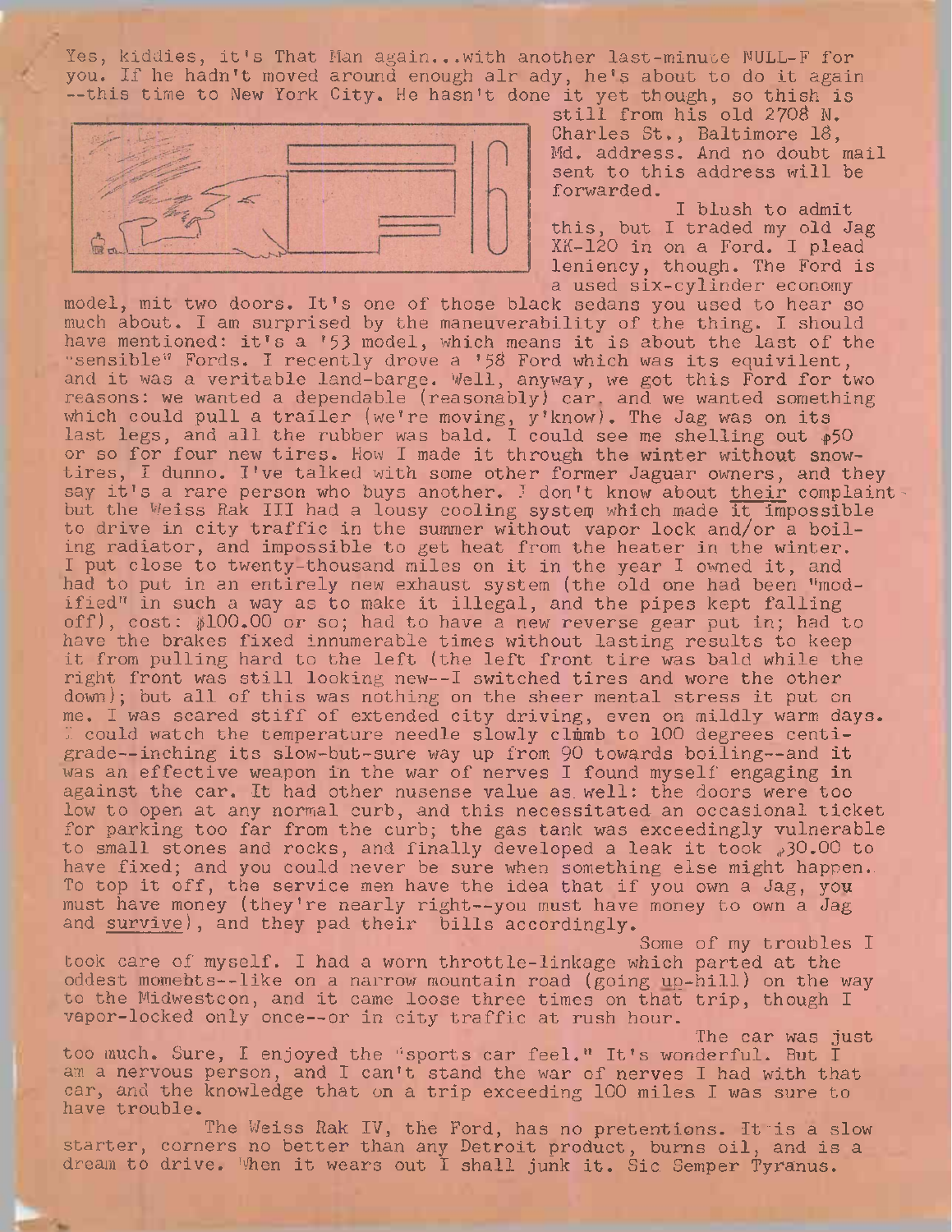Yes, kiddies, it's That Man again...with another last-minute NULL-F for you. If he hadn't moved around enough alr ady, he's about to do it again --this time to New York City. He hasn't done it yet though, so thish is still from his old 2708 N. Charles St., Baltimore 18, Md. address. And no doubt mail sent to this address will be forwarded.

I blush to admit this, but I traded my old Jag XK-120 in on a Ford. I plead leniency, though. The Ford is a used six-cylinder economy model, mit two doors. It's one of those black sedans you used to hear so much about. I am surprised by the maneuverability of the thing. I should have mentioned: it's a '53 model, which means it is about the last of the "sensible" Fords. I recently drove a '58 Ford which was its equivilent, and it was a veritable land-barge. Well, anyway, we got this Ford for two reasons: we wanted a dependable (reasonably) car, and we wanted something which could pull a trailer (we're moving, y'know). The Jag was on its last legs, and all the rubber was bald. I could see me shelling out $50 or so for four new tires. How I made it through the winter without snow-tires, I dunno. I've talked with some other former Jaguar owners, and they say it's a rare person who buys another. I don't know about their complaint but the Weiss Rak III had a lousy cooling system which made it impossible to drive in city traffic in the summer without vapor lock and/or a boiling radiator, and impossible to get heat from the heater in the winter. I put close to twenty-thousand miles on it in the year I owned it, and had to put in an entirely new exhaust system (the old one had been "modified" in such a way as to make it illegal, and the pipes kept falling off), cost: $100.00 or so; had to have a new reverse gear put in; had to have the brakes fixed innumerable times without lasting results to keep it from pulling hard to the left (the left front tire was bald while the right front was still looking new--I switched tires and wore the other down); but all of this was nothing on the sheer mental stress it put on me. I was scared stiff of extended city driving, even on mildly warm days. I could watch the temperature needle slowly climb to 100 degrees centigrade--inching its slow-but-sure way up from 90 towards boiling--and it was an effective weapon in the war of nerves I found myself engaging in against the car. It had other nusense value as well: the doors were too low to open at any normal curb, and this necessitated an occasional ticket for parking too far from the curb; the gas tank was exceedingly vulnerable to small stones and rocks, and finally developed a leak it took $30.00 to have fixed; and you could never be sure when something else might happen. To top it off, the service men have the idea that if you own a Jag, you must have money (they're nearly right--you must have money to own a Jag and survive), and they pad their bills accordingly.

Some of my troubles I took care of myself. I had a worn throttle-linkage which parted at the oddest momehts--like on a narrow mountain road (going up-hill) on the way to the Midwestcon, and it came loose three times on that trip, though I vapor-locked only once--or in city traffic at rush hour.

The car was just too much. Sure, I enjoyed the "sports car feel." It's wonderful. But I am a nervous person, and I can't stand the war of nerves I had with that car, and the knowledge that on a trip exceeding 100 miles I was sure to have trouble.

The Weiss Rak IV, the Ford, has no pretentions. It is a slow starter, corners no better than any Detroit product, burns oil, and is a dream to drive. When it wears out I shall junk it. Sic Semper Tyranus.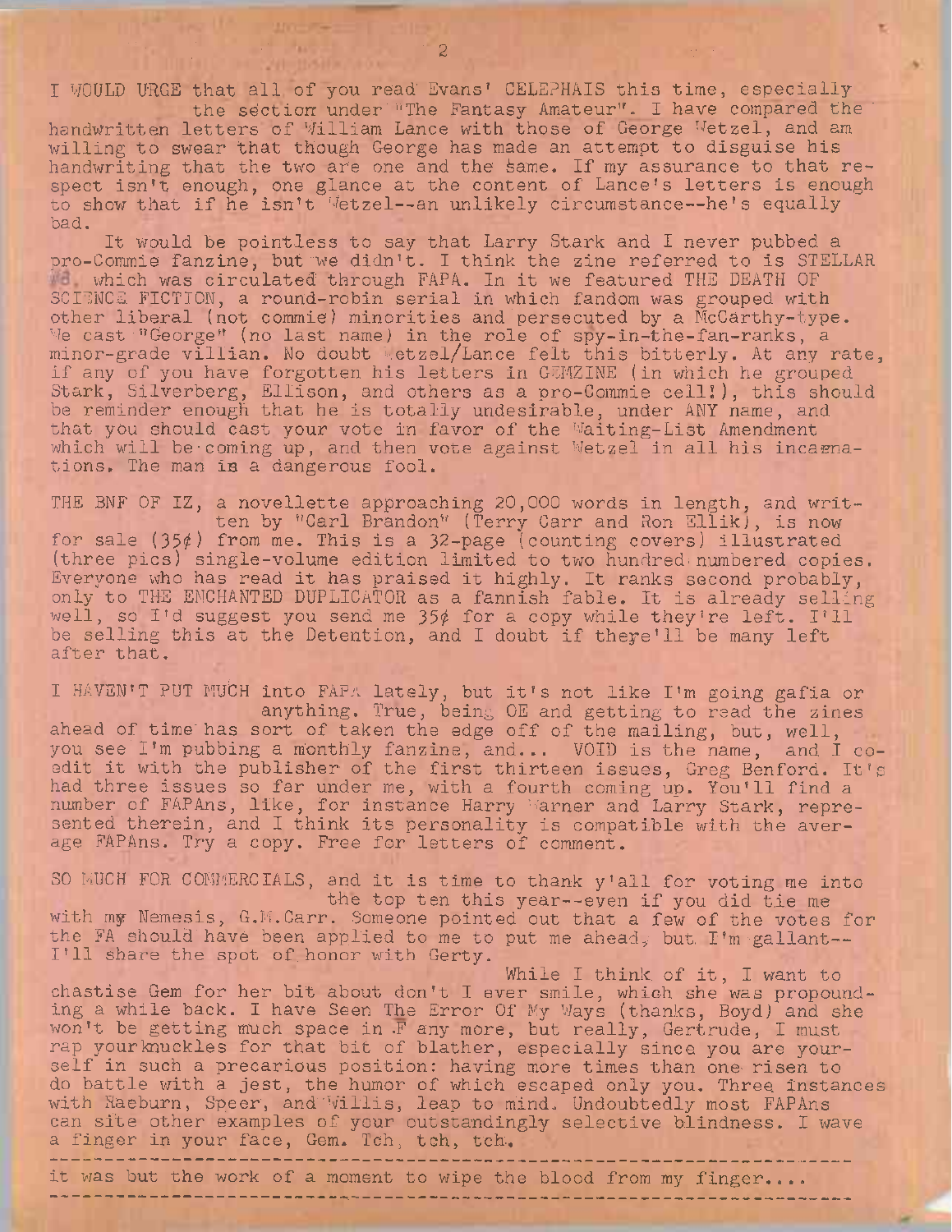I WOULD URGE that all of you read Evans' CELEPHAIS this time, especially the section under "The Fantasy Amateur". I have compared the handwritten letters of William Lance with those of George Wetzel, and am willing to swear that though George has made an attempt to disguise his handwriting that the two are one and the same. If my assurance to that respect isn't enough, one glance at the content of Lance's letters is enough to show that if he isn't Wetzel--an unlikely circumstance--he's equally bad.

It would be pointless to say that Larry Stark and I never pubbed a pro-Commie fanzine, but we didn't. I think the zine referred to is STELLAR #8, which was circulated through FAPA. In it we featured THE DEATH OF SCIENCE FICTION, a round-robin serial in which fandom was grouped with other liberal (not commie) minorities and persecuted by a McCarthy-type. We cast "George" (no last name) in the role of spy-in-the-fan-ranks, a minor-grade villian. No doubt Wetzel/Lance felt this bitterly. At any rate, if any of you have forgotten his letters in GEMZINE (in which he grouped Stark, Silverberg, Ellison, and others as a pro-Commie cell!), this should be reminder enough that he is totally undesirable, under ANY name, and that you should cast your vote in favor of the Waiting-List Amendment which will be coming up, and then vote against Wetzel in all his incarnations. The man is a dangerous fool.

THE BNF OF IZ, a novellette approaching 20,000 words in length, and written by "Carl Brandon" (Terry Carr and Ron Ellik), is now for sale (35¢) from me. This is a 32-page (counting covers) illustrated (three pics) single-volume edition limited to two hundred numbered copies. Everyone who has read it has praised it highly. It ranks second probably, only to THE ENCHANTED DUPLICATOR as a fannish fable. It is already selling well, so I'd suggest you send me 35¢ for a copy while they're left. I'll be selling this at the Detention, and I doubt if there'll be many left after that.

I HAVEN'T PUT MUCH into FAPA lately, but it's not like I'm going gafia or anything. True, being OE and getting to read the zines ahead of time has sort of taken the edge off of the mailing, but, well, you see I'm pubbing a monthly fanzine, and... VOID is the name, and I co-edit it with the publisher of the first thirteen issues, Greg Benford. It's had three issues so far under me, with a fourth coming up. You'll find a number of FAPAns, like, for instance Harry Warner and Larry Stark, represented therein, and I think its personality is compatible with the average FAPAns. Try a copy. Free for letters of comment.

SO MUCH FOR COMMERCIALS, and it is time to thank y'all for voting me into the top ten this year--even if you did tie me with my Nemesis, G.M.Carr. Someone pointed out that a few of the votes for the FA should have been applied to me to put me ahead, but I'm gallant--I'll share the spot of honor with Gerty.

While I think of it, I want to chastise Gem for her bit about don't I ever smile, which she was propounding a while back. I have Seen The Error Of My Ways (thanks, Boyd) and she won't be getting much space in F any more, but really, Gertrude, I must rap your knuckles for that bit of blather, especially since you are yourself in such a precarious position: having more times than one risen to do battle with a jest, the humor of which escaped only you. Three instances with Raeburn, Speer, and Willis, leap to mind. Undoubtedly most FAPAns can site other examples of your outstandingly selective blindness. I wave a finger in your face, Gem. Tch, tch, tch.

---

it was but the work of a moment to wipe the blood from my finger....

---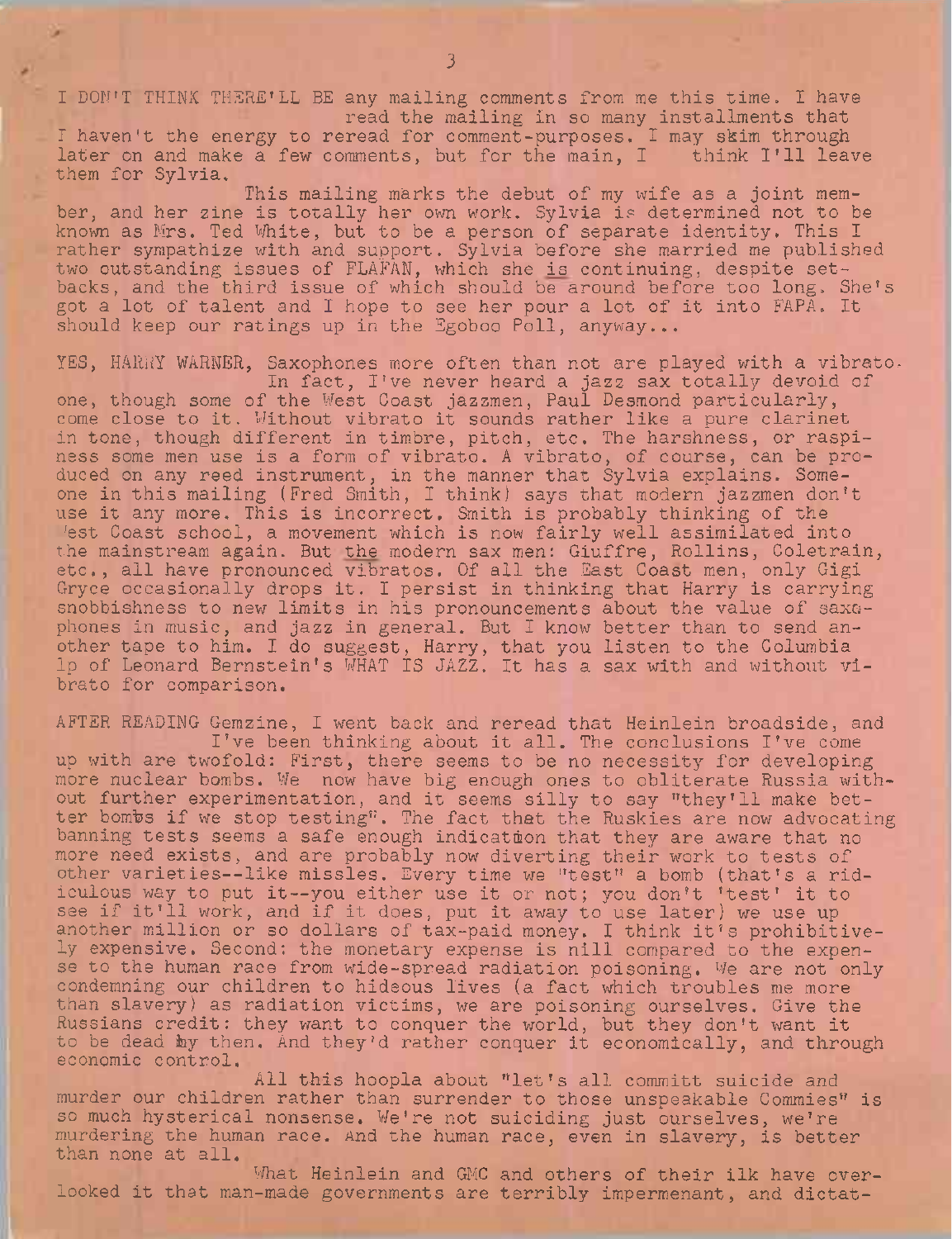I DON'T THINK THERE'LL BE any mailing comments from me this time. I have read the mailing in so many installments that I haven't the energy to reread for comment-purposes. I may skim through later on and make a few comments, but for the main, I think I'll leave them for Sylvia.

This mailing marks the debut of my wife as a joint member, and her zine is totally her own work. Sylvia is determined not to be known as Mrs. Ted White, but to be a person of separate identity. This I rather sympathize with and support. Sylvia before she married me published two outstanding issues of FLAFAN, which she is continuing, despite setbacks, and the third issue of which should be around before too long. She's got a lot of talent and I hope to see her pour a lot of it into FAPA. It should keep our ratings up in the Egoboo Poll, anyway...

YES, HARRY WARNER, Saxophones more often than not are played with a vibrato. In fact, I've never heard a jazz sax totally devoid of one, though some of the West Coast jazzmen, Paul Desmond particularly, come close to it. Without vibrato it sounds rather like a pure clarinet in tone, though different in timbre, pitch, etc. The harshness, or raspiness some men use is a form of vibrato. A vibrato, of course, can be produced on any reed instrument, in the manner that Sylvia explains. Someone in this mailing (Fred Smith, I think) says that modern jazzmen don't use it any more. This is incorrect. Smith is probably thinking of the West Coast school, a movement which is now fairly well assimilated into the mainstream again. But the modern sax men: Giuffre, Rollins, Coletrain, etc., all have pronounced vibratos. Of all the East Coast men, only Gigi Gryce occasionally drops it. I persist in thinking that Harry is carrying snobbishness to new limits in his pronouncements about the value of saxophones in music, and jazz in general. But I know better than to send another tape to him. I do suggest, Harry, that you listen to the Columbia lp of Leonard Bernstein's WHAT IS JAZZ. It has a sax with and without vibrato for comparison.

AFTER READING Gemzine, I went back and reread that Heinlein broadside, and I've been thinking about it all. The conclusions I've come up with are twofold: First, there seems to be no necessity for developing more nuclear bombs. We now have big enough ones to obliterate Russia without further experimentation, and it seems silly to say "they'll make better bombs if we stop testing". The fact that the Ruskies are now advocating banning tests seems a safe enough indication that they are aware that no more need exists, and are probably now diverting their work to tests of other varieties--like missles. Every time we "test" a bomb (that's a ridiculous way to put it--you either use it or not; you don't 'test' it to see if it'll work, and if it does, put it away to use later) we use up another million or so dollars of tax-paid money. I think it's prohibitively expensive. Second: the monetary expense is nill compared to the expense to the human race from wide-spread radiation poisoning. We are not only condemning our children to hideous lives (a fact which troubles me more than slavery) as radiation victims, we are poisoning ourselves. Give the Russians credit: they want to conquer the world, but they don't want it to be dead by then. And they'd rather conquer it economically, and through economic control.

All this hoopla about "let's all committ suicide and murder our children rather than surrender to those unspeakable Commies" is so much hysterical nonsense. We're not suiciding just ourselves, we're murdering the human race. And the human race, even in slavery, is better than none at all.

What Heinlein and GMC and others of their ilk have overlooked it that man-made governments are terribly impermenant, and dictat-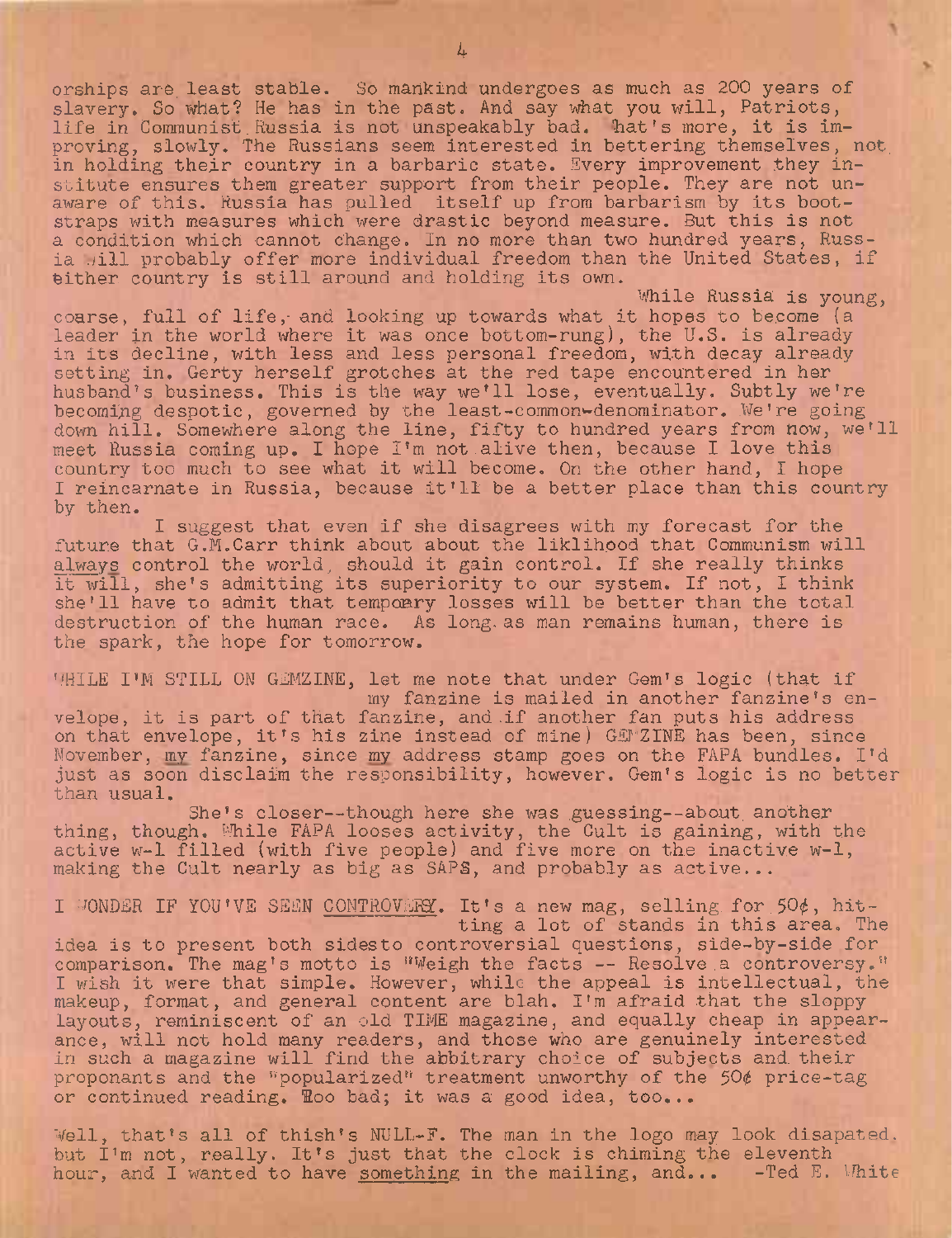orships are least stable. So mankind undergoes as much as 200 years of slavery. So what? He has in the past. And say what you will, Patriots, life in Communist Russia is not unspeakably bad. What's more, it is improving, slowly. The Russians seem interested in bettering themselves, not in holding their country in a barbaric state. Every improvement they institute ensures them greater support from their people. They are not unaware of this. Russia has pulled itself up from barbarism by its bootstraps with measures which were drastic beyond measure. But this is not a condition which cannot change. In no more than two hundred years, Russia will probably offer more individual freedom than the United States, if either country is still around and holding its own.

While Russia is young, coarse, full of life, and looking up towards what it hopes to become (a leader in the world where it was once bottom-rung), the U.S. is already in its decline, with less and less personal freedom, with decay already setting in. Gerty herself grotches at the red tape encountered in her husband's business. This is the way we'll lose, eventually. Subtly we're becoming despotic, governed by the least-common-denominator. We're going down hill. Somewhere along the line, fifty to hundred years from now, we'll meet Russia coming up. I hope I'm not alive then, because I love this country too much to see what it will become. On the other hand, I hope I reincarnate in Russia, because it'll be a better place than this country by then.

I suggest that even if she disagrees with my forecast for the future that G.M.Carr think about about the liklihood that Communism will always control the world, should it gain control. If she really thinks it will, she's admitting its superiority to our system. If not, I think she'll have to admit that tempoary losses will be better than the total destruction of the human race. As long as man remains human, there is the spark, the hope for tomorrow.

WHILE I'M STILL ON GEMZINE, let me note that under Gem's logic (that if my fanzine is mailed in another fanzine's envelope, it is part of that fanzine, and if another fan puts his address on that envelope, it's his zine instead of mine) GEMZINE has been, since November, my fanzine, since my address stamp goes on the FAPA bundles. I'd just as soon disclaim the responsibility, however. Gem's logic is no better than usual.

She's closer--though here she was guessing--about another thing, though. While FAPA looses activity, the Cult is gaining, with the active w-l filled (with five people) and five more on the inactive w-l, making the Cult nearly as big as SAPS, and probably as active...

I WONDER IF YOU'VE SEEN CONTROVERSY. It's a new mag, selling for 50¢, hitting a lot of stands in this area. The idea is to present both sidesto controversial questions, side-by-side for comparison. The mag's motto is "Weigh the facts -- Resolve a controversy." I wish it were that simple. However, while the appeal is intellectual, the makeup, format, and general content are blah. I'm afraid that the sloppy layouts, reminiscent of an old TIME magazine, and equally cheap in appearance, will not hold many readers, and those who are genuinely interested in such a magazine will find the abbitrary choice of subjects and their proponants and the "popularized" treatment unworthy of the 50¢ price-tag or continued reading. Too bad; it was a good idea, too...

Well, that's all of thish's NULL-F. The man in the logo may look disapated, but I'm not, really. It's just that the clock is chiming the eleventh hour, and I wanted to have something in the mailing, and... -Ted E. White